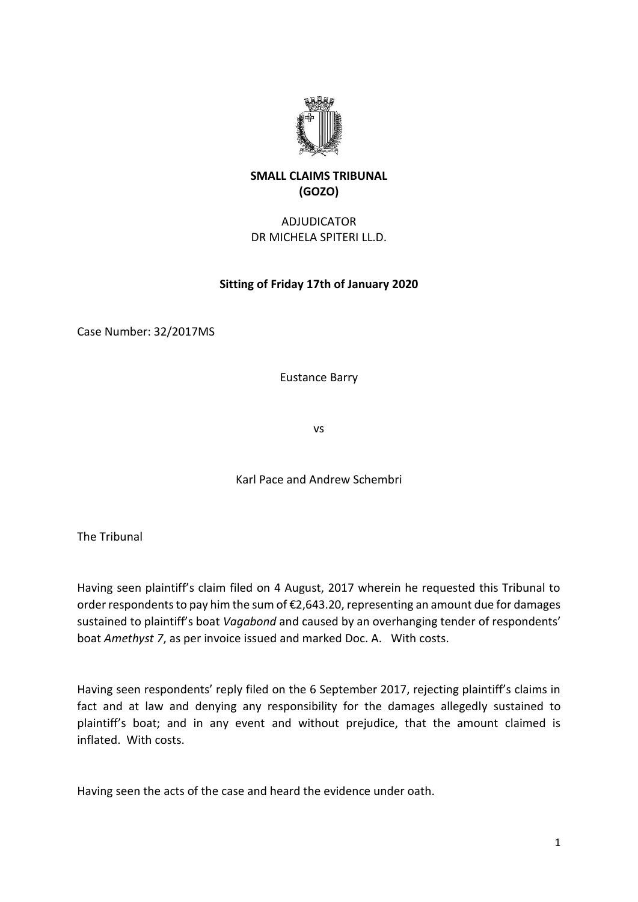**SMALL CLAIMS TRIBUNAL**
**(GOZO)**

ADJUDICATOR
DR MICHELA SPITERI LL.D.

**Sitting of Friday 17th of January 2020**

Case Number: 32/2017MS

Eustance Barry

vs

Karl Pace and Andrew Schembri

The Tribunal

Having seen plaintiff's claim filed on 4 August, 2017 wherein he requested this Tribunal to order respondents to pay him the sum of €2,643.20, representing an amount due for damages sustained to plaintiff's boat *Vagabond* and caused by an overhanging tender of respondents' boat *Amethyst 7*, as per invoice issued and marked Doc. A. With costs.

Having seen respondents' reply filed on the 6 September 2017, rejecting plaintiff's claims in fact and at law and denying any responsibility for the damages allegedly sustained to plaintiff's boat; and in any event and without prejudice, that the amount claimed is inflated. With costs.

Having seen the acts of the case and heard the evidence under oath.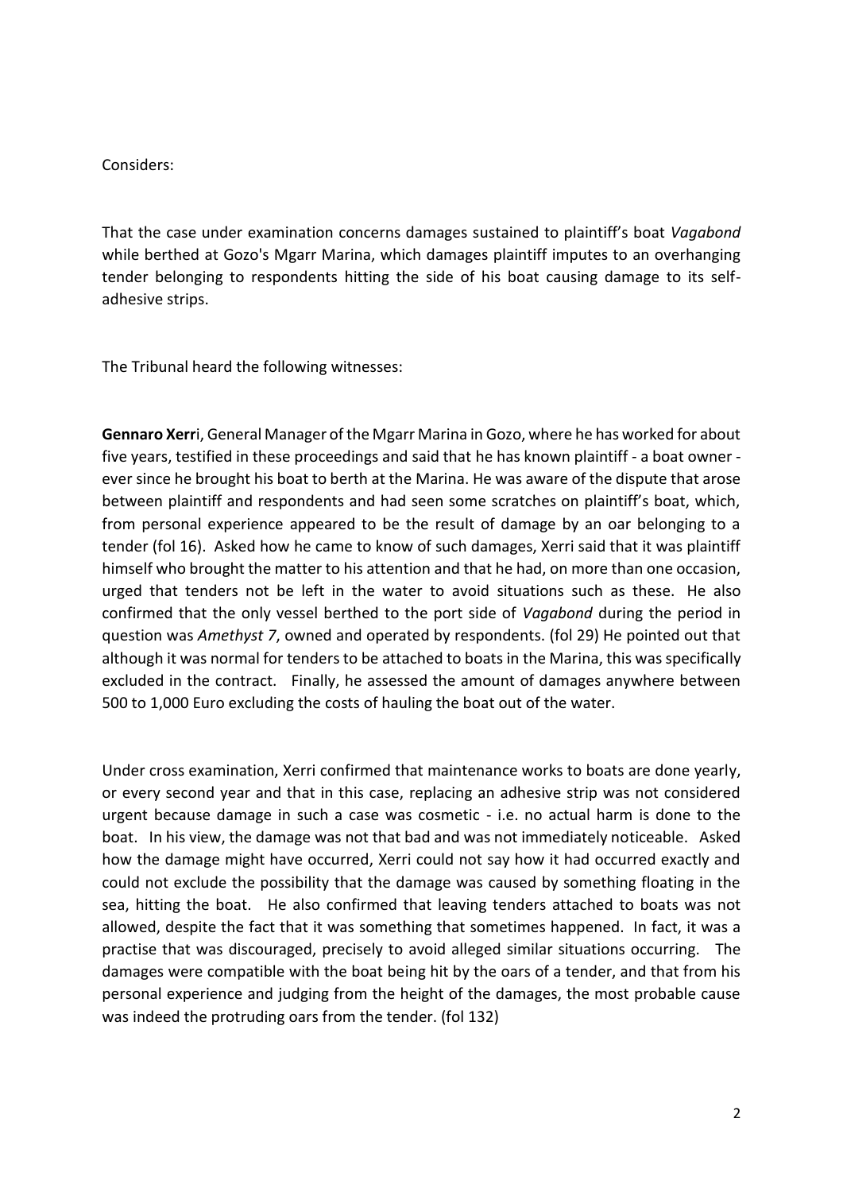Considers:

That the case under examination concerns damages sustained to plaintiff's boat *Vagabond* while berthed at Gozo's Mgarr Marina, which damages plaintiff imputes to an overhanging tender belonging to respondents hitting the side of his boat causing damage to its self-adhesive strips.

The Tribunal heard the following witnesses:

**Gennaro Xerr**i, General Manager of the Mgarr Marina in Gozo, where he has worked for about five years, testified in these proceedings and said that he has known plaintiff - a boat owner - ever since he brought his boat to berth at the Marina. He was aware of the dispute that arose between plaintiff and respondents and had seen some scratches on plaintiff's boat, which, from personal experience appeared to be the result of damage by an oar belonging to a tender (fol 16). Asked how he came to know of such damages, Xerri said that it was plaintiff himself who brought the matter to his attention and that he had, on more than one occasion, urged that tenders not be left in the water to avoid situations such as these. He also confirmed that the only vessel berthed to the port side of *Vagabond* during the period in question was *Amethyst 7*, owned and operated by respondents. (fol 29) He pointed out that although it was normal for tenders to be attached to boats in the Marina, this was specifically excluded in the contract. Finally, he assessed the amount of damages anywhere between 500 to 1,000 Euro excluding the costs of hauling the boat out of the water.

Under cross examination, Xerri confirmed that maintenance works to boats are done yearly, or every second year and that in this case, replacing an adhesive strip was not considered urgent because damage in such a case was cosmetic - i.e. no actual harm is done to the boat. In his view, the damage was not that bad and was not immediately noticeable. Asked how the damage might have occurred, Xerri could not say how it had occurred exactly and could not exclude the possibility that the damage was caused by something floating in the sea, hitting the boat. He also confirmed that leaving tenders attached to boats was not allowed, despite the fact that it was something that sometimes happened. In fact, it was a practise that was discouraged, precisely to avoid alleged similar situations occurring. The damages were compatible with the boat being hit by the oars of a tender, and that from his personal experience and judging from the height of the damages, the most probable cause was indeed the protruding oars from the tender. (fol 132)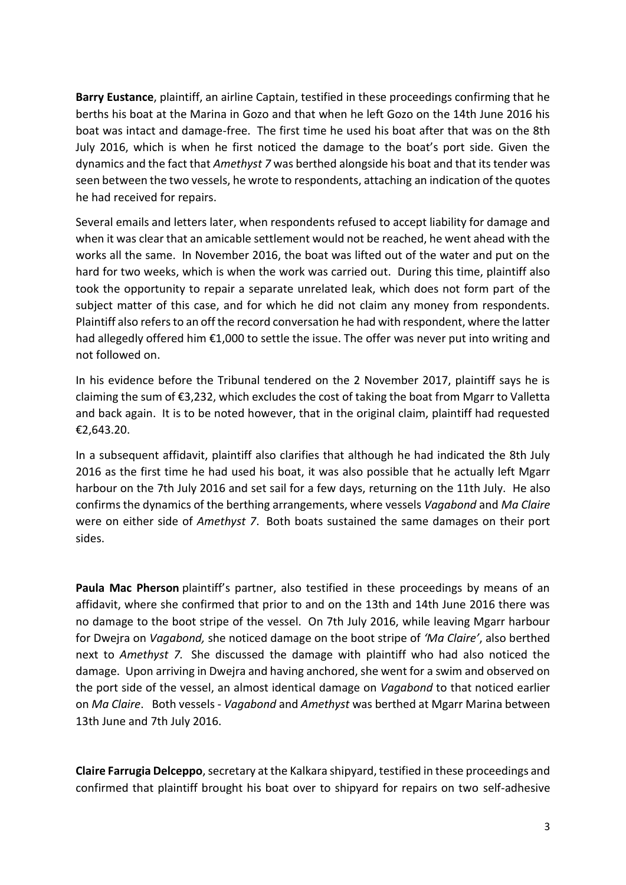**Barry Eustance**, plaintiff, an airline Captain, testified in these proceedings confirming that he berths his boat at the Marina in Gozo and that when he left Gozo on the 14th June 2016 his boat was intact and damage-free. The first time he used his boat after that was on the 8th July 2016, which is when he first noticed the damage to the boat's port side. Given the dynamics and the fact that *Amethyst 7* was berthed alongside his boat and that its tender was seen between the two vessels, he wrote to respondents, attaching an indication of the quotes he had received for repairs.

Several emails and letters later, when respondents refused to accept liability for damage and when it was clear that an amicable settlement would not be reached, he went ahead with the works all the same. In November 2016, the boat was lifted out of the water and put on the hard for two weeks, which is when the work was carried out. During this time, plaintiff also took the opportunity to repair a separate unrelated leak, which does not form part of the subject matter of this case, and for which he did not claim any money from respondents. Plaintiff also refers to an off the record conversation he had with respondent, where the latter had allegedly offered him €1,000 to settle the issue. The offer was never put into writing and not followed on.

In his evidence before the Tribunal tendered on the 2 November 2017, plaintiff says he is claiming the sum of €3,232, which excludes the cost of taking the boat from Mgarr to Valletta and back again. It is to be noted however, that in the original claim, plaintiff had requested €2,643.20.

In a subsequent affidavit, plaintiff also clarifies that although he had indicated the 8th July 2016 as the first time he had used his boat, it was also possible that he actually left Mgarr harbour on the 7th July 2016 and set sail for a few days, returning on the 11th July. He also confirms the dynamics of the berthing arrangements, where vessels *Vagabond* and *Ma Claire* were on either side of *Amethyst 7*. Both boats sustained the same damages on their port sides.

**Paula Mac Pherson** plaintiff's partner, also testified in these proceedings by means of an affidavit, where she confirmed that prior to and on the 13th and 14th June 2016 there was no damage to the boot stripe of the vessel. On 7th July 2016, while leaving Mgarr harbour for Dwejra on *Vagabond,* she noticed damage on the boot stripe of *'Ma Claire'*, also berthed next to *Amethyst 7.* She discussed the damage with plaintiff who had also noticed the damage. Upon arriving in Dwejra and having anchored, she went for a swim and observed on the port side of the vessel, an almost identical damage on *Vagabond* to that noticed earlier on *Ma Claire*. Both vessels - *Vagabond* and *Amethyst* was berthed at Mgarr Marina between 13th June and 7th July 2016.

**Claire Farrugia Delceppo**, secretary at the Kalkara shipyard, testified in these proceedings and confirmed that plaintiff brought his boat over to shipyard for repairs on two self-adhesive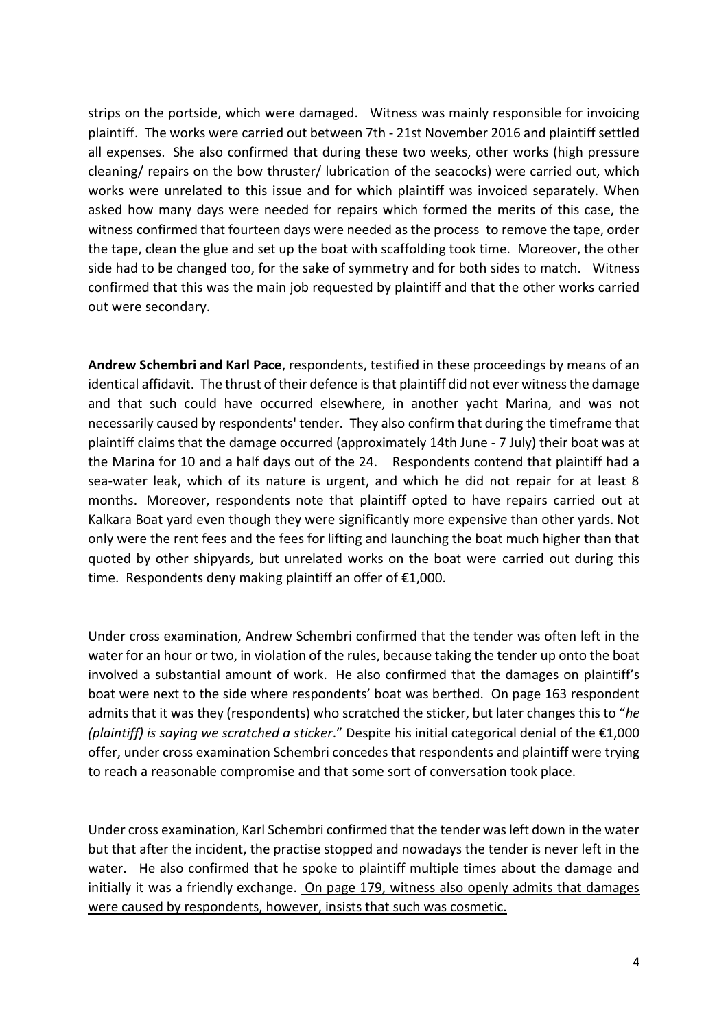strips on the portside, which were damaged. Witness was mainly responsible for invoicing plaintiff. The works were carried out between 7th - 21st November 2016 and plaintiff settled all expenses. She also confirmed that during these two weeks, other works (high pressure cleaning/ repairs on the bow thruster/ lubrication of the seacocks) were carried out, which works were unrelated to this issue and for which plaintiff was invoiced separately. When asked how many days were needed for repairs which formed the merits of this case, the witness confirmed that fourteen days were needed as the process to remove the tape, order the tape, clean the glue and set up the boat with scaffolding took time. Moreover, the other side had to be changed too, for the sake of symmetry and for both sides to match. Witness confirmed that this was the main job requested by plaintiff and that the other works carried out were secondary.

**Andrew Schembri and Karl Pace**, respondents, testified in these proceedings by means of an identical affidavit. The thrust of their defence is that plaintiff did not ever witness the damage and that such could have occurred elsewhere, in another yacht Marina, and was not necessarily caused by respondents' tender. They also confirm that during the timeframe that plaintiff claims that the damage occurred (approximately 14th June - 7 July) their boat was at the Marina for 10 and a half days out of the 24. Respondents contend that plaintiff had a sea-water leak, which of its nature is urgent, and which he did not repair for at least 8 months. Moreover, respondents note that plaintiff opted to have repairs carried out at Kalkara Boat yard even though they were significantly more expensive than other yards. Not only were the rent fees and the fees for lifting and launching the boat much higher than that quoted by other shipyards, but unrelated works on the boat were carried out during this time. Respondents deny making plaintiff an offer of €1,000.

Under cross examination, Andrew Schembri confirmed that the tender was often left in the water for an hour or two, in violation of the rules, because taking the tender up onto the boat involved a substantial amount of work. He also confirmed that the damages on plaintiff's boat were next to the side where respondents' boat was berthed. On page 163 respondent admits that it was they (respondents) who scratched the sticker, but later changes this to "*he (plaintiff) is saying we scratched a sticker*." Despite his initial categorical denial of the €1,000 offer, under cross examination Schembri concedes that respondents and plaintiff were trying to reach a reasonable compromise and that some sort of conversation took place.

Under cross examination, Karl Schembri confirmed that the tender was left down in the water but that after the incident, the practise stopped and nowadays the tender is never left in the water. He also confirmed that he spoke to plaintiff multiple times about the damage and initially it was a friendly exchange. <u>On page 179, witness also openly admits that damages were caused by respondents, however, insists that such was cosmetic.</u>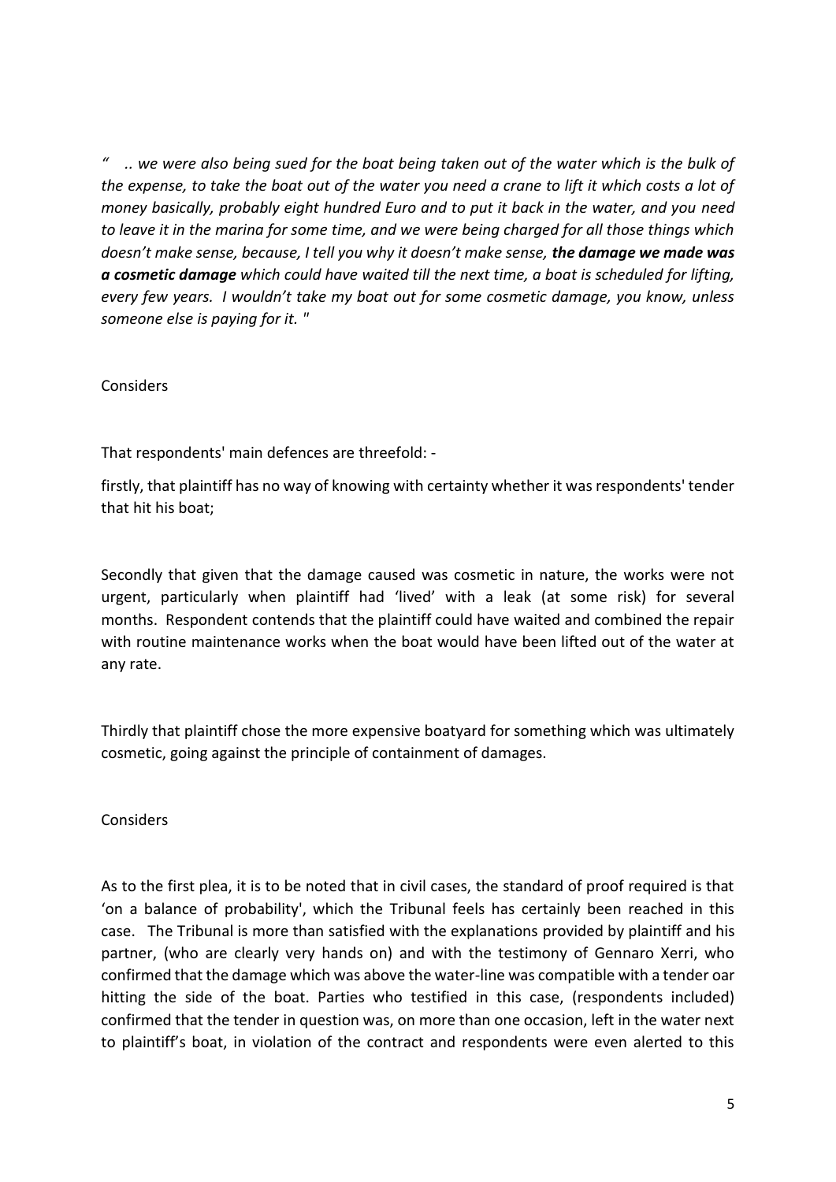*" .. we were also being sued for the boat being taken out of the water which is the bulk of the expense, to take the boat out of the water you need a crane to lift it which costs a lot of money basically, probably eight hundred Euro and to put it back in the water, and you need to leave it in the marina for some time, and we were being charged for all those things which doesn't make sense, because, I tell you why it doesn't make sense,* ***the damage we made was a cosmetic damage*** *which could have waited till the next time, a boat is scheduled for lifting, every few years. I wouldn't take my boat out for some cosmetic damage, you know, unless someone else is paying for it. "*

Considers

That respondents' main defences are threefold: -

firstly, that plaintiff has no way of knowing with certainty whether it was respondents' tender that hit his boat;

Secondly that given that the damage caused was cosmetic in nature, the works were not urgent, particularly when plaintiff had 'lived' with a leak (at some risk) for several months. Respondent contends that the plaintiff could have waited and combined the repair with routine maintenance works when the boat would have been lifted out of the water at any rate.

Thirdly that plaintiff chose the more expensive boatyard for something which was ultimately cosmetic, going against the principle of containment of damages.

Considers

As to the first plea, it is to be noted that in civil cases, the standard of proof required is that 'on a balance of probability', which the Tribunal feels has certainly been reached in this case. The Tribunal is more than satisfied with the explanations provided by plaintiff and his partner, (who are clearly very hands on) and with the testimony of Gennaro Xerri, who confirmed that the damage which was above the water-line was compatible with a tender oar hitting the side of the boat. Parties who testified in this case, (respondents included) confirmed that the tender in question was, on more than one occasion, left in the water next to plaintiff's boat, in violation of the contract and respondents were even alerted to this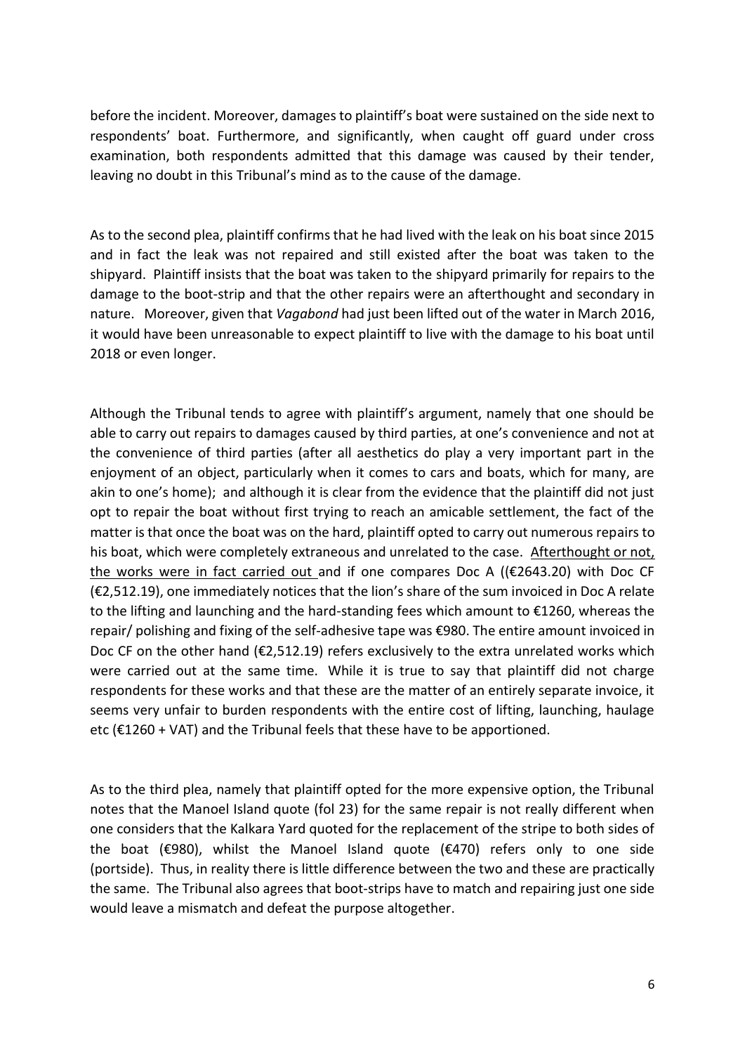before the incident. Moreover, damages to plaintiff's boat were sustained on the side next to respondents' boat. Furthermore, and significantly, when caught off guard under cross examination, both respondents admitted that this damage was caused by their tender, leaving no doubt in this Tribunal's mind as to the cause of the damage.

As to the second plea, plaintiff confirms that he had lived with the leak on his boat since 2015 and in fact the leak was not repaired and still existed after the boat was taken to the shipyard. Plaintiff insists that the boat was taken to the shipyard primarily for repairs to the damage to the boot-strip and that the other repairs were an afterthought and secondary in nature. Moreover, given that *Vagabond* had just been lifted out of the water in March 2016, it would have been unreasonable to expect plaintiff to live with the damage to his boat until 2018 or even longer.

Although the Tribunal tends to agree with plaintiff's argument, namely that one should be able to carry out repairs to damages caused by third parties, at one's convenience and not at the convenience of third parties (after all aesthetics do play a very important part in the enjoyment of an object, particularly when it comes to cars and boats, which for many, are akin to one's home); and although it is clear from the evidence that the plaintiff did not just opt to repair the boat without first trying to reach an amicable settlement, the fact of the matter is that once the boat was on the hard, plaintiff opted to carry out numerous repairs to his boat, which were completely extraneous and unrelated to the case. <u>Afterthought or not, the works were in fact carried out</u> and if one compares Doc A ((€2643.20) with Doc CF (€2,512.19), one immediately notices that the lion's share of the sum invoiced in Doc A relate to the lifting and launching and the hard-standing fees which amount to €1260, whereas the repair/ polishing and fixing of the self-adhesive tape was €980. The entire amount invoiced in Doc CF on the other hand (€2,512.19) refers exclusively to the extra unrelated works which were carried out at the same time. While it is true to say that plaintiff did not charge respondents for these works and that these are the matter of an entirely separate invoice, it seems very unfair to burden respondents with the entire cost of lifting, launching, haulage etc (€1260 + VAT) and the Tribunal feels that these have to be apportioned.

As to the third plea, namely that plaintiff opted for the more expensive option, the Tribunal notes that the Manoel Island quote (fol 23) for the same repair is not really different when one considers that the Kalkara Yard quoted for the replacement of the stripe to both sides of the boat (€980), whilst the Manoel Island quote (€470) refers only to one side (portside). Thus, in reality there is little difference between the two and these are practically the same. The Tribunal also agrees that boot-strips have to match and repairing just one side would leave a mismatch and defeat the purpose altogether.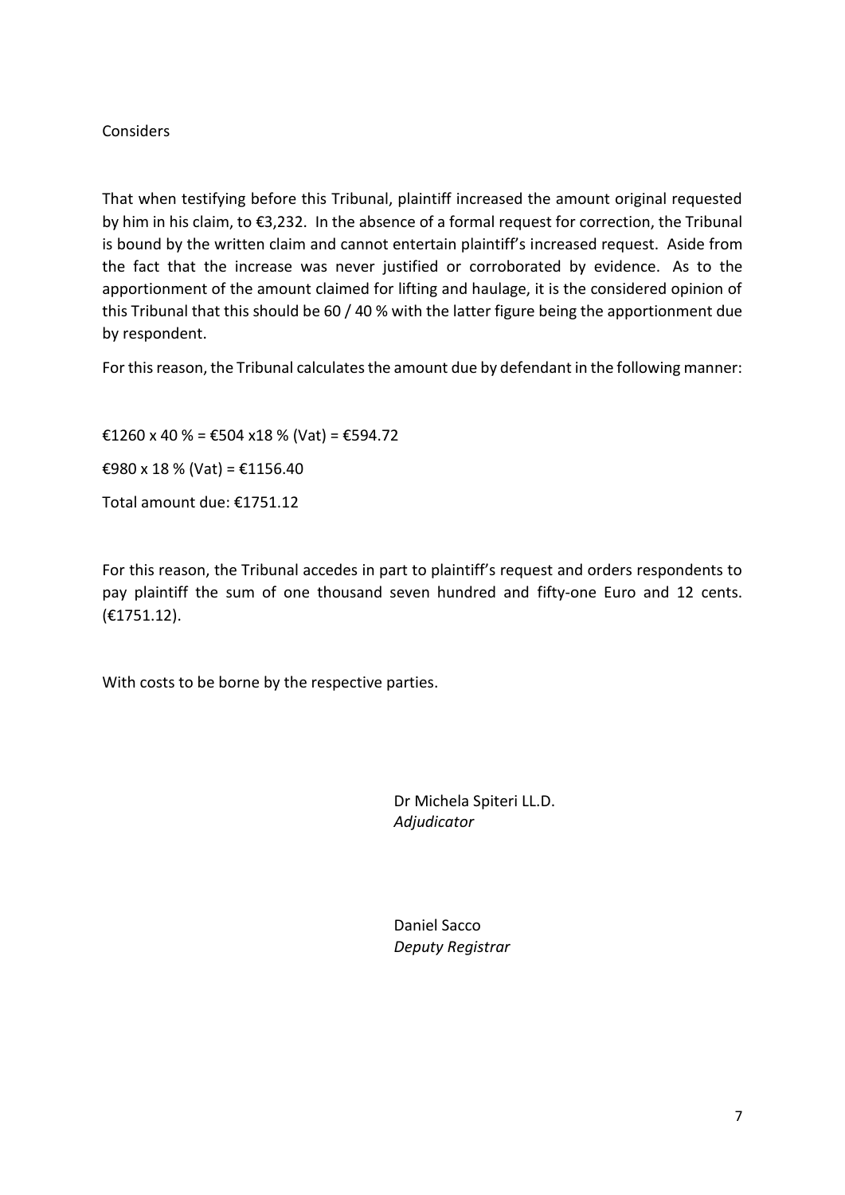Considers

That when testifying before this Tribunal, plaintiff increased the amount original requested by him in his claim, to €3,232. In the absence of a formal request for correction, the Tribunal is bound by the written claim and cannot entertain plaintiff's increased request. Aside from the fact that the increase was never justified or corroborated by evidence. As to the apportionment of the amount claimed for lifting and haulage, it is the considered opinion of this Tribunal that this should be 60 / 40 % with the latter figure being the apportionment due by respondent.

For this reason, the Tribunal calculates the amount due by defendant in the following manner:

€1260 x 40 % = €504 x18 % (Vat) = €594.72

€980 x 18 % (Vat) = €1156.40

Total amount due: €1751.12

For this reason, the Tribunal accedes in part to plaintiff's request and orders respondents to pay plaintiff the sum of one thousand seven hundred and fifty-one Euro and 12 cents. (€1751.12).

With costs to be borne by the respective parties.

Dr Michela Spiteri LL.D.
*Adjudicator*

Daniel Sacco
*Deputy Registrar*